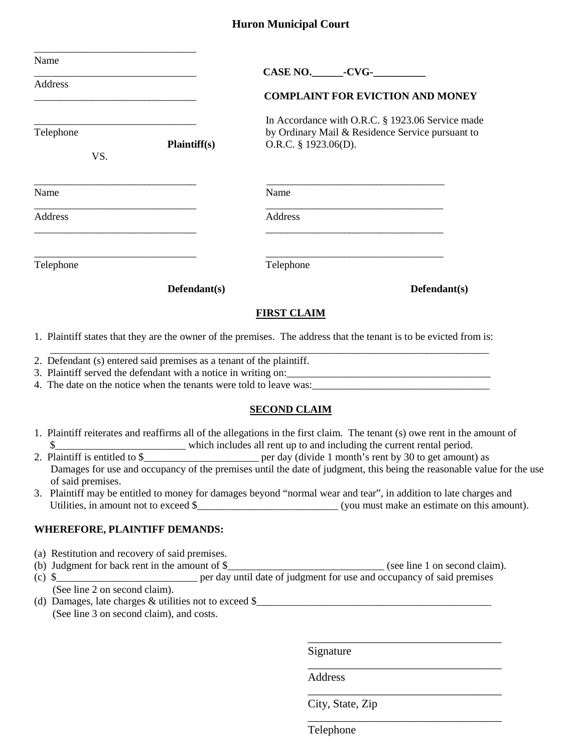# Huron Municipal Court

________________________________
Name
________________________________
Address
________________________________

________________________________
Telephone

**Plaintiff(s)**

VS.

**CASE NO.______-CVG-__________**

**COMPLAINT FOR EVICTION AND MONEY**

In Accordance with O.R.C. § 1923.06 Service made by Ordinary Mail & Residence Service pursuant to O.R.C. § 1923.06(D).

| | |
|---|---|
| ________________________________ | ________________________________ |
| Name | Name |
| ________________________________ | ________________________________ |
| Address | Address |
| ________________________________ | ________________________________ |
| ________________________________ | ________________________________ |
| Telephone | Telephone |
| **Defendant(s)** | **Defendant(s)** |

## FIRST CLAIM

1. Plaintiff states that they are the owner of the premises. The address that the tenant is to be evicted from is: ________________________________________________________________________________________
2. Defendant (s) entered said premises as a tenant of the plaintiff.
3. Plaintiff served the defendant with a notice in writing on:_______________________________________
4. The date on the notice when the tenants were told to leave was:__________________________________

## SECOND CLAIM

1. Plaintiff reiterates and reaffirms all of the allegations in the first claim. The tenant (s) owe rent in the amount of $_________________________ which includes all rent up to and including the current rental period.
2. Plaintiff is entitled to $______________________ per day (divide 1 month's rent by 30 to get amount) as Damages for use and occupancy of the premises until the date of judgment, this being the reasonable value for the use of said premises.
3. Plaintiff may be entitled to money for damages beyond "normal wear and tear", in addition to late charges and Utilities, in amount not to exceed $___________________________ (you must make an estimate on this amount).

**WHEREFORE, PLAINTIFF DEMANDS:**

(a) Restitution and recovery of said premises.
(b) Judgment for back rent in the amount of $______________________________ (see line 1 on second claim).
(c) $___________________________ per day until date of judgment for use and occupancy of said premises (See line 2 on second claim).
(d) Damages, late charges & utilities not to exceed $_______________________________________________ (See line 3 on second claim), and costs.

____________________________________
Signature
____________________________________
Address
____________________________________
City, State, Zip
____________________________________
Telephone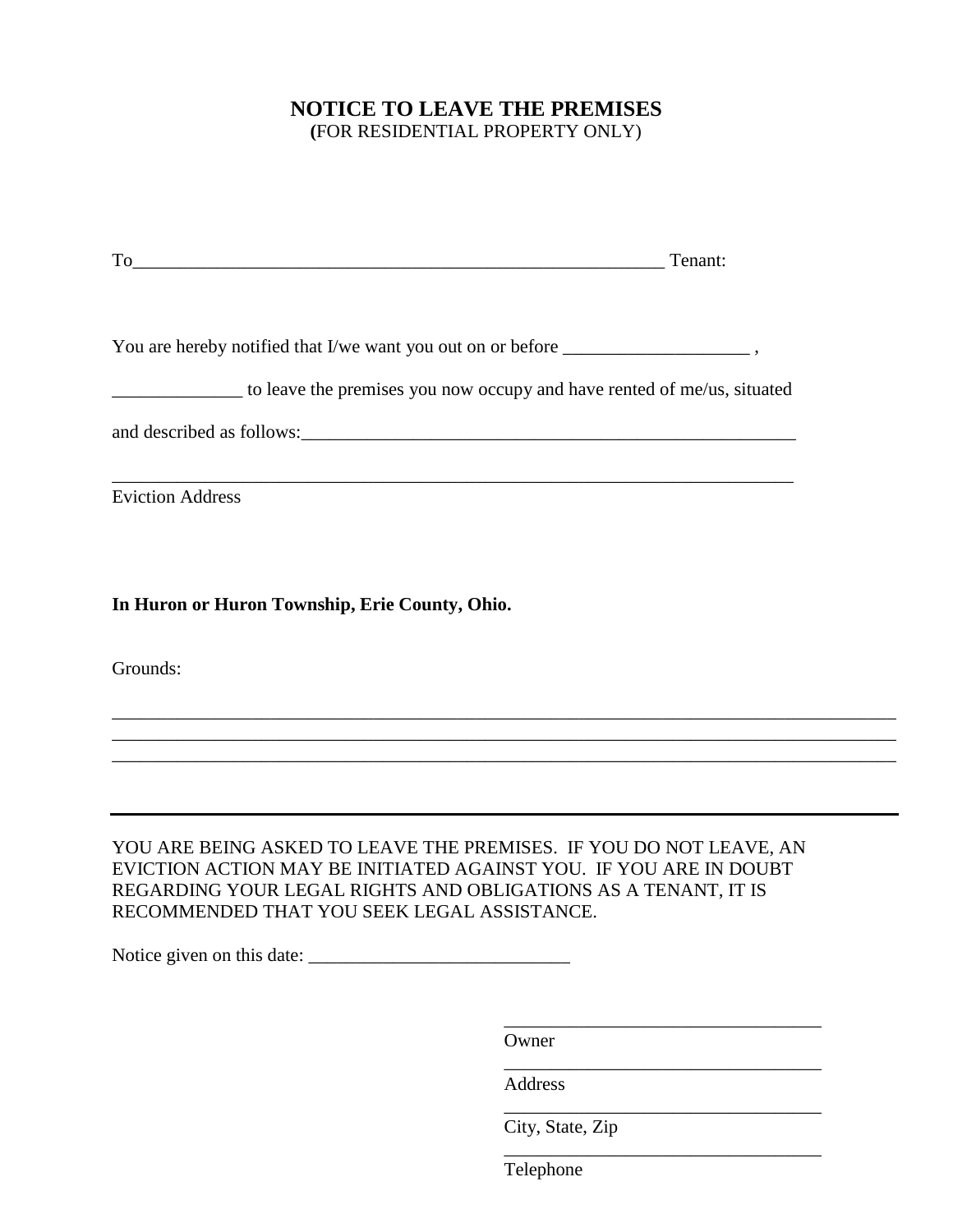# NOTICE TO LEAVE THE PREMISES
(FOR RESIDENTIAL PROPERTY ONLY)

To___________________________________________________________ Tenant:

You are hereby notified that I/we want you out on or before ____________________ ,

______________ to leave the premises you now occupy and have rented of me/us, situated

and described as follows:________________________________________________________

__________________________________________________________________________

Eviction Address

**In Huron or Huron Township, Erie County, Ohio.**

Grounds:

_________________________________________________________________________________

_________________________________________________________________________________

_________________________________________________________________________________

---

YOU ARE BEING ASKED TO LEAVE THE PREMISES. IF YOU DO NOT LEAVE, AN EVICTION ACTION MAY BE INITIATED AGAINST YOU. IF YOU ARE IN DOUBT REGARDING YOUR LEGAL RIGHTS AND OBLIGATIONS AS A TENANT, IT IS RECOMMENDED THAT YOU SEEK LEGAL ASSISTANCE.

Notice given on this date: ____________________________

___________________________________
Owner

___________________________________
Address

___________________________________
City, State, Zip

___________________________________
Telephone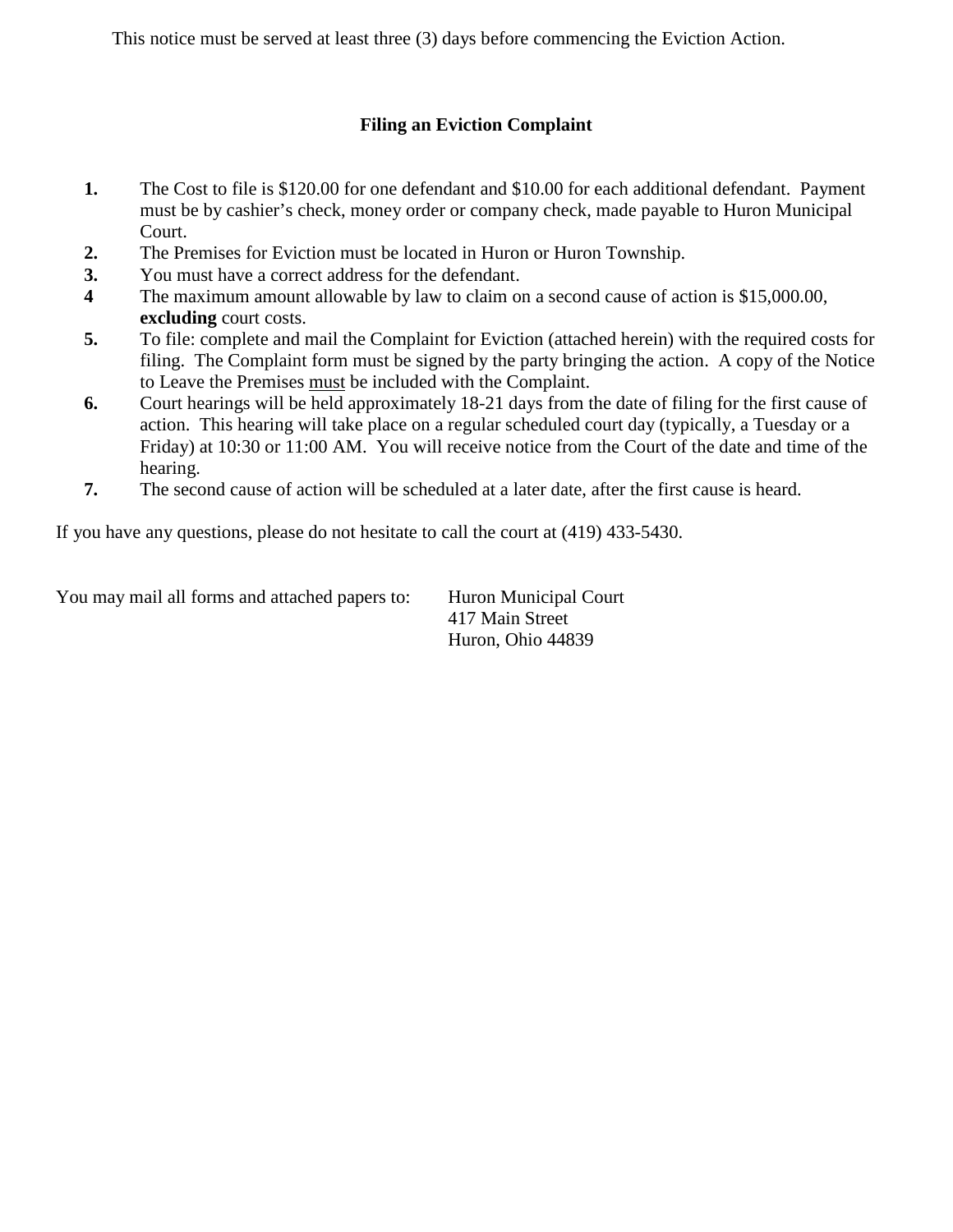This notice must be served at least three (3) days before commencing the Eviction Action.

## Filing an Eviction Complaint

1. The Cost to file is $120.00 for one defendant and $10.00 for each additional defendant. Payment must be by cashier's check, money order or company check, made payable to Huron Municipal Court.
2. The Premises for Eviction must be located in Huron or Huron Township.
3. You must have a correct address for the defendant.
4. The maximum amount allowable by law to claim on a second cause of action is $15,000.00, **excluding** court costs.
5. To file: complete and mail the Complaint for Eviction (attached herein) with the required costs for filing. The Complaint form must be signed by the party bringing the action. A copy of the Notice to Leave the Premises <u>must</u> be included with the Complaint.
6. Court hearings will be held approximately 18-21 days from the date of filing for the first cause of action. This hearing will take place on a regular scheduled court day (typically, a Tuesday or a Friday) at 10:30 or 11:00 AM. You will receive notice from the Court of the date and time of the hearing.
7. The second cause of action will be scheduled at a later date, after the first cause is heard.

If you have any questions, please do not hesitate to call the court at (419) 433-5430.

You may mail all forms and attached papers to:

Huron Municipal Court
417 Main Street
Huron, Ohio 44839